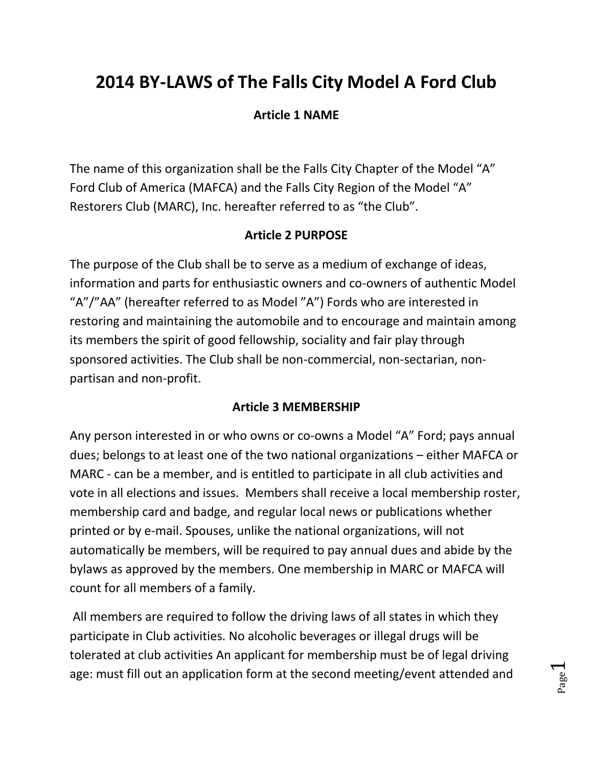# 2014 BY-LAWS of The Falls City Model A Ford Club

## Article 1 NAME

The name of this organization shall be the Falls City Chapter of the Model "A" Ford Club of America (MAFCA) and the Falls City Region of the Model "A" Restorers Club (MARC), Inc. hereafter referred to as "the Club".

## Article 2 PURPOSE

The purpose of the Club shall be to serve as a medium of exchange of ideas, information and parts for enthusiastic owners and co-owners of authentic Model "A"/"AA" (hereafter referred to as Model "A") Fords who are interested in restoring and maintaining the automobile and to encourage and maintain among its members the spirit of good fellowship, sociality and fair play through sponsored activities. The Club shall be non-commercial, non-sectarian, non-partisan and non-profit.

## Article 3 MEMBERSHIP

Any person interested in or who owns or co-owns a Model "A" Ford; pays annual dues; belongs to at least one of the two national organizations – either MAFCA or MARC - can be a member, and is entitled to participate in all club activities and vote in all elections and issues. Members shall receive a local membership roster, membership card and badge, and regular local news or publications whether printed or by e-mail. Spouses, unlike the national organizations, will not automatically be members, will be required to pay annual dues and abide by the bylaws as approved by the members. One membership in MARC or MAFCA will count for all members of a family.

All members are required to follow the driving laws of all states in which they participate in Club activities. No alcoholic beverages or illegal drugs will be tolerated at club activities An applicant for membership must be of legal driving age: must fill out an application form at the second meeting/event attended and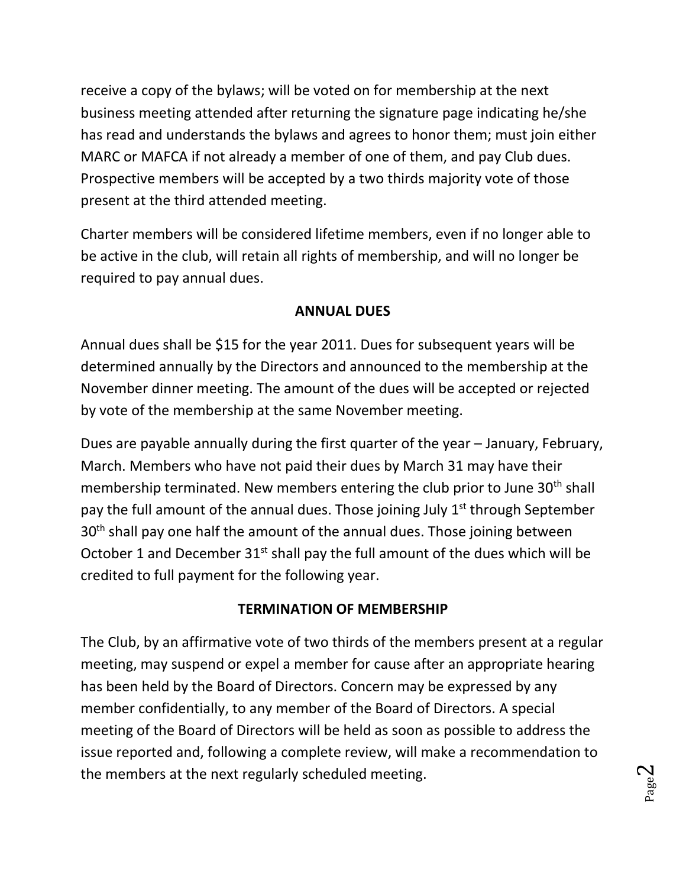receive a copy of the bylaws; will be voted on for membership at the next business meeting attended after returning the signature page indicating he/she has read and understands the bylaws and agrees to honor them; must join either MARC or MAFCA if not already a member of one of them, and pay Club dues. Prospective members will be accepted by a two thirds majority vote of those present at the third attended meeting.

Charter members will be considered lifetime members, even if no longer able to be active in the club, will retain all rights of membership, and will no longer be required to pay annual dues.

## ANNUAL DUES

Annual dues shall be $15 for the year 2011. Dues for subsequent years will be determined annually by the Directors and announced to the membership at the November dinner meeting. The amount of the dues will be accepted or rejected by vote of the membership at the same November meeting.

Dues are payable annually during the first quarter of the year – January, February, March. Members who have not paid their dues by March 31 may have their membership terminated. New members entering the club prior to June 30th shall pay the full amount of the annual dues. Those joining July 1st through September 30th shall pay one half the amount of the annual dues. Those joining between October 1 and December 31st shall pay the full amount of the dues which will be credited to full payment for the following year.

## TERMINATION OF MEMBERSHIP

The Club, by an affirmative vote of two thirds of the members present at a regular meeting, may suspend or expel a member for cause after an appropriate hearing has been held by the Board of Directors. Concern may be expressed by any member confidentially, to any member of the Board of Directors. A special meeting of the Board of Directors will be held as soon as possible to address the issue reported and, following a complete review, will make a recommendation to the members at the next regularly scheduled meeting.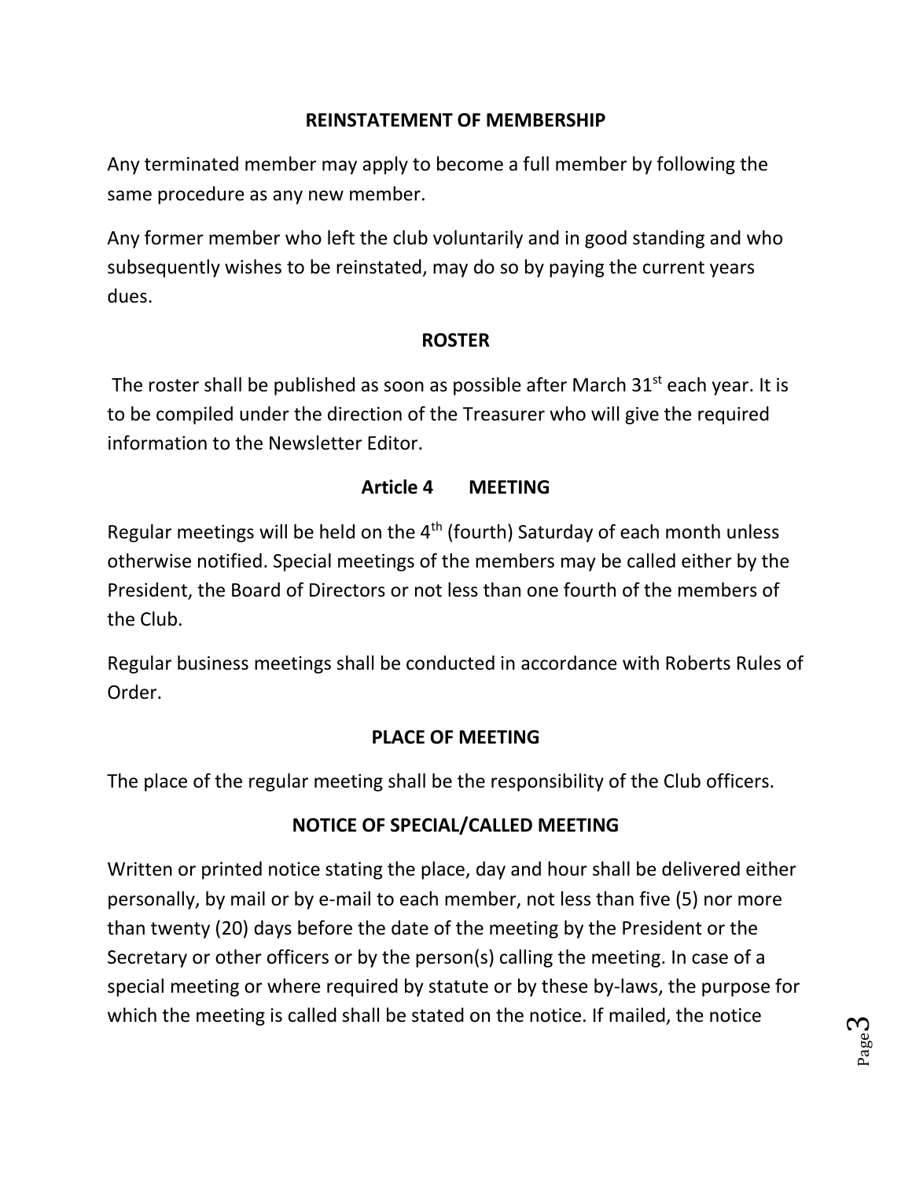## REINSTATEMENT OF MEMBERSHIP

Any terminated member may apply to become a full member by following the same procedure as any new member.

Any former member who left the club voluntarily and in good standing and who subsequently wishes to be reinstated, may do so by paying the current years dues.

## ROSTER

The roster shall be published as soon as possible after March 31st each year. It is to be compiled under the direction of the Treasurer who will give the required information to the Newsletter Editor.

## Article 4 MEETING

Regular meetings will be held on the 4th (fourth) Saturday of each month unless otherwise notified. Special meetings of the members may be called either by the President, the Board of Directors or not less than one fourth of the members of the Club.

Regular business meetings shall be conducted in accordance with Roberts Rules of Order.

## PLACE OF MEETING

The place of the regular meeting shall be the responsibility of the Club officers.

## NOTICE OF SPECIAL/CALLED MEETING

Written or printed notice stating the place, day and hour shall be delivered either personally, by mail or by e-mail to each member, not less than five (5) nor more than twenty (20) days before the date of the meeting by the President or the Secretary or other officers or by the person(s) calling the meeting. In case of a special meeting or where required by statute or by these by-laws, the purpose for which the meeting is called shall be stated on the notice. If mailed, the notice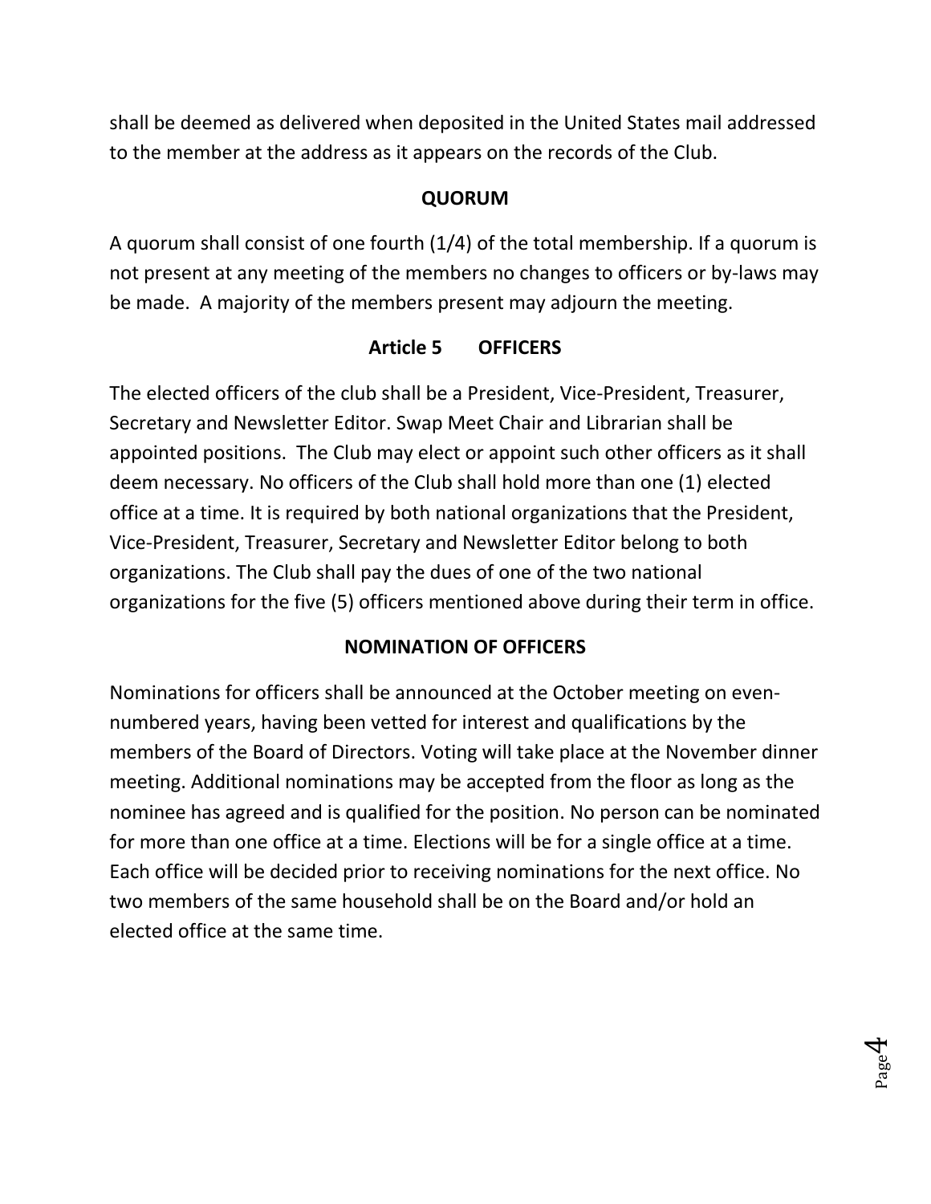shall be deemed as delivered when deposited in the United States mail addressed to the member at the address as it appears on the records of the Club.

### QUORUM

A quorum shall consist of one fourth (1/4) of the total membership. If a quorum is not present at any meeting of the members no changes to officers or by-laws may be made. A majority of the members present may adjourn the meeting.

## Article 5 OFFICERS

The elected officers of the club shall be a President, Vice-President, Treasurer, Secretary and Newsletter Editor. Swap Meet Chair and Librarian shall be appointed positions. The Club may elect or appoint such other officers as it shall deem necessary. No officers of the Club shall hold more than one (1) elected office at a time. It is required by both national organizations that the President, Vice-President, Treasurer, Secretary and Newsletter Editor belong to both organizations. The Club shall pay the dues of one of the two national organizations for the five (5) officers mentioned above during their term in office.

### NOMINATION OF OFFICERS

Nominations for officers shall be announced at the October meeting on even-numbered years, having been vetted for interest and qualifications by the members of the Board of Directors. Voting will take place at the November dinner meeting. Additional nominations may be accepted from the floor as long as the nominee has agreed and is qualified for the position. No person can be nominated for more than one office at a time. Elections will be for a single office at a time. Each office will be decided prior to receiving nominations for the next office. No two members of the same household shall be on the Board and/or hold an elected office at the same time.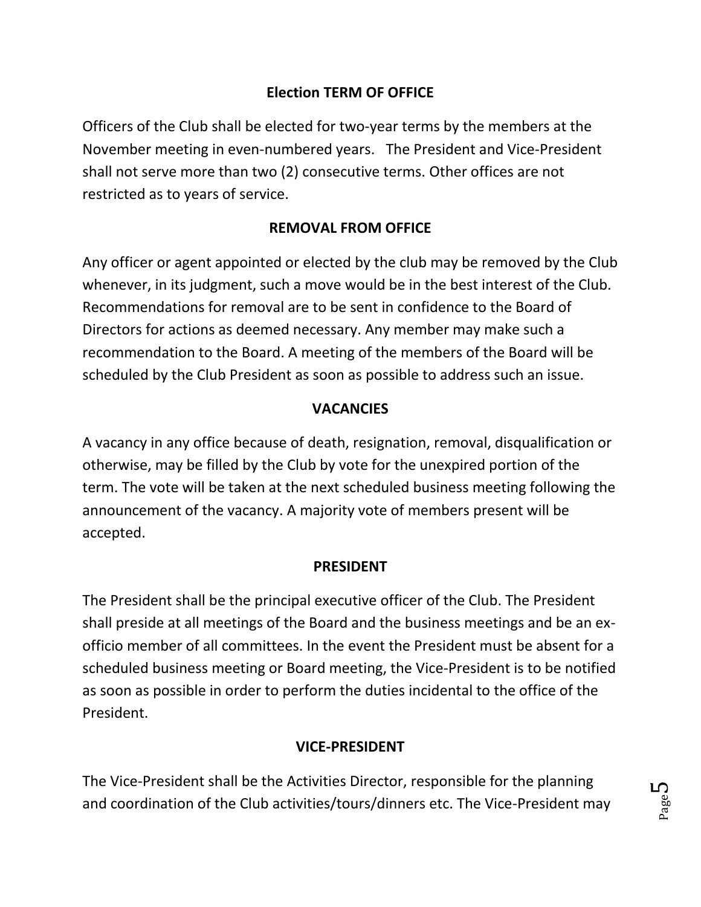## Election TERM OF OFFICE

Officers of the Club shall be elected for two-year terms by the members at the November meeting in even-numbered years. The President and Vice-President shall not serve more than two (2) consecutive terms. Other offices are not restricted as to years of service.

## REMOVAL FROM OFFICE

Any officer or agent appointed or elected by the club may be removed by the Club whenever, in its judgment, such a move would be in the best interest of the Club. Recommendations for removal are to be sent in confidence to the Board of Directors for actions as deemed necessary. Any member may make such a recommendation to the Board. A meeting of the members of the Board will be scheduled by the Club President as soon as possible to address such an issue.

## VACANCIES

A vacancy in any office because of death, resignation, removal, disqualification or otherwise, may be filled by the Club by vote for the unexpired portion of the term. The vote will be taken at the next scheduled business meeting following the announcement of the vacancy. A majority vote of members present will be accepted.

## PRESIDENT

The President shall be the principal executive officer of the Club. The President shall preside at all meetings of the Board and the business meetings and be an ex-officio member of all committees. In the event the President must be absent for a scheduled business meeting or Board meeting, the Vice-President is to be notified as soon as possible in order to perform the duties incidental to the office of the President.

## VICE-PRESIDENT

The Vice-President shall be the Activities Director, responsible for the planning and coordination of the Club activities/tours/dinners etc. The Vice-President may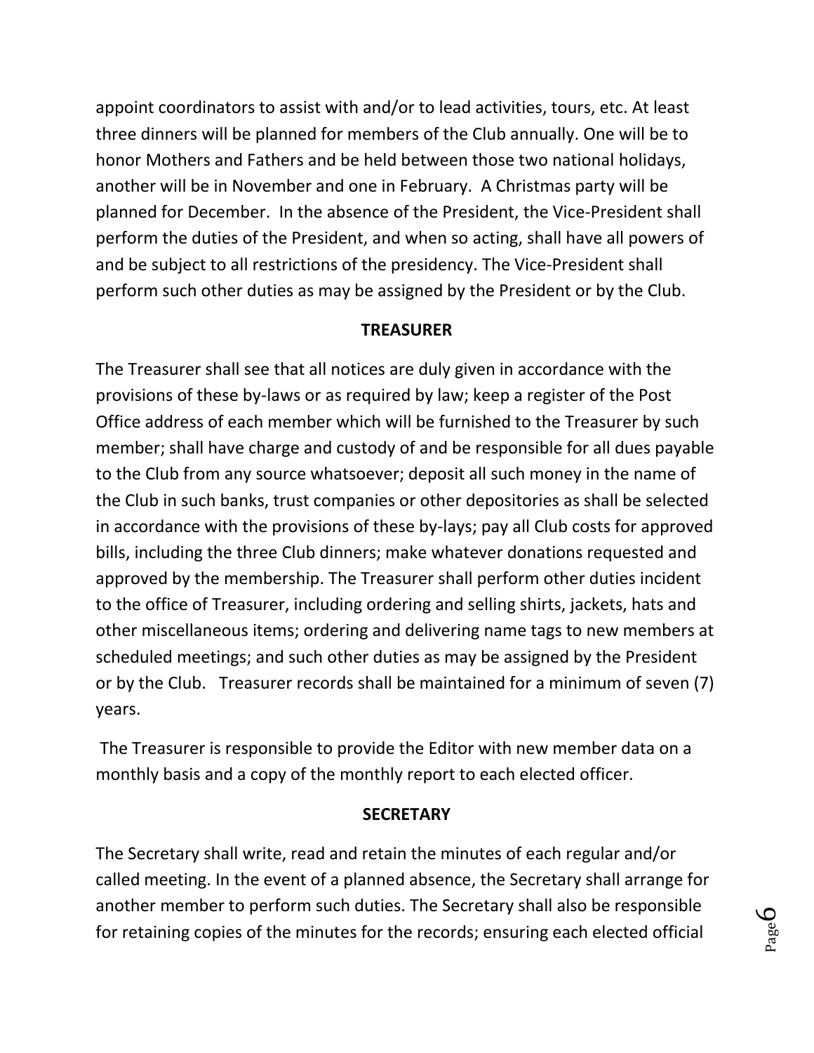appoint coordinators to assist with and/or to lead activities, tours, etc. At least three dinners will be planned for members of the Club annually. One will be to honor Mothers and Fathers and be held between those two national holidays, another will be in November and one in February. A Christmas party will be planned for December. In the absence of the President, the Vice-President shall perform the duties of the President, and when so acting, shall have all powers of and be subject to all restrictions of the presidency. The Vice-President shall perform such other duties as may be assigned by the President or by the Club.

## TREASURER

The Treasurer shall see that all notices are duly given in accordance with the provisions of these by-laws or as required by law; keep a register of the Post Office address of each member which will be furnished to the Treasurer by such member; shall have charge and custody of and be responsible for all dues payable to the Club from any source whatsoever; deposit all such money in the name of the Club in such banks, trust companies or other depositories as shall be selected in accordance with the provisions of these by-lays; pay all Club costs for approved bills, including the three Club dinners; make whatever donations requested and approved by the membership. The Treasurer shall perform other duties incident to the office of Treasurer, including ordering and selling shirts, jackets, hats and other miscellaneous items; ordering and delivering name tags to new members at scheduled meetings; and such other duties as may be assigned by the President or by the Club. Treasurer records shall be maintained for a minimum of seven (7) years.

The Treasurer is responsible to provide the Editor with new member data on a monthly basis and a copy of the monthly report to each elected officer.

## SECRETARY

The Secretary shall write, read and retain the minutes of each regular and/or called meeting. In the event of a planned absence, the Secretary shall arrange for another member to perform such duties. The Secretary shall also be responsible for retaining copies of the minutes for the records; ensuring each elected official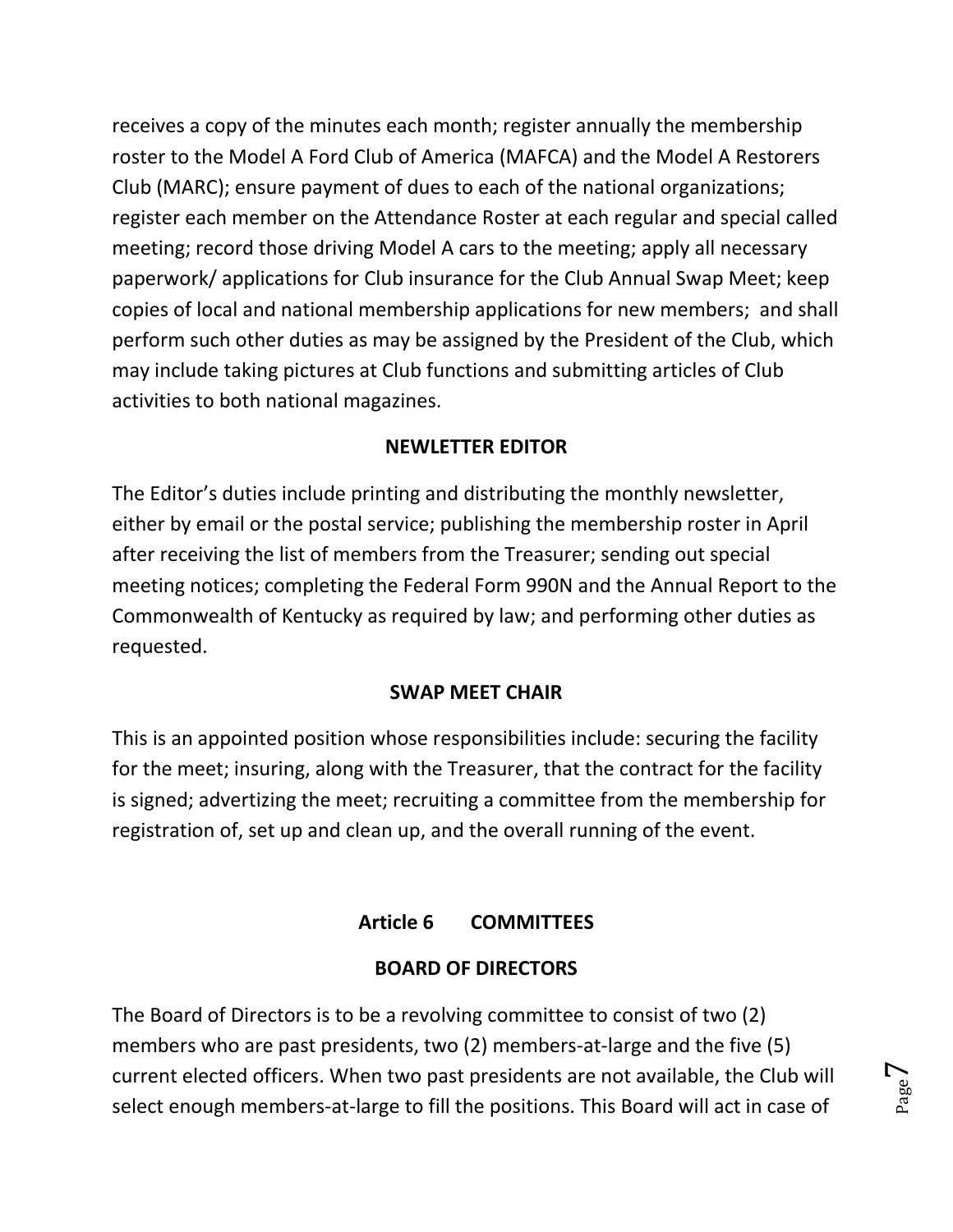receives a copy of the minutes each month; register annually the membership roster to the Model A Ford Club of America (MAFCA) and the Model A Restorers Club (MARC); ensure payment of dues to each of the national organizations; register each member on the Attendance Roster at each regular and special called meeting; record those driving Model A cars to the meeting; apply all necessary paperwork/ applications for Club insurance for the Club Annual Swap Meet; keep copies of local and national membership applications for new members; and shall perform such other duties as may be assigned by the President of the Club, which may include taking pictures at Club functions and submitting articles of Club activities to both national magazines.

**NEWLETTER EDITOR**

The Editor's duties include printing and distributing the monthly newsletter, either by email or the postal service; publishing the membership roster in April after receiving the list of members from the Treasurer; sending out special meeting notices; completing the Federal Form 990N and the Annual Report to the Commonwealth of Kentucky as required by law; and performing other duties as requested.

**SWAP MEET CHAIR**

This is an appointed position whose responsibilities include: securing the facility for the meet; insuring, along with the Treasurer, that the contract for the facility is signed; advertizing the meet; recruiting a committee from the membership for registration of, set up and clean up, and the overall running of the event.

## Article 6 COMMITTEES

**BOARD OF DIRECTORS**

The Board of Directors is to be a revolving committee to consist of two (2) members who are past presidents, two (2) members-at-large and the five (5) current elected officers. When two past presidents are not available, the Club will select enough members-at-large to fill the positions. This Board will act in case of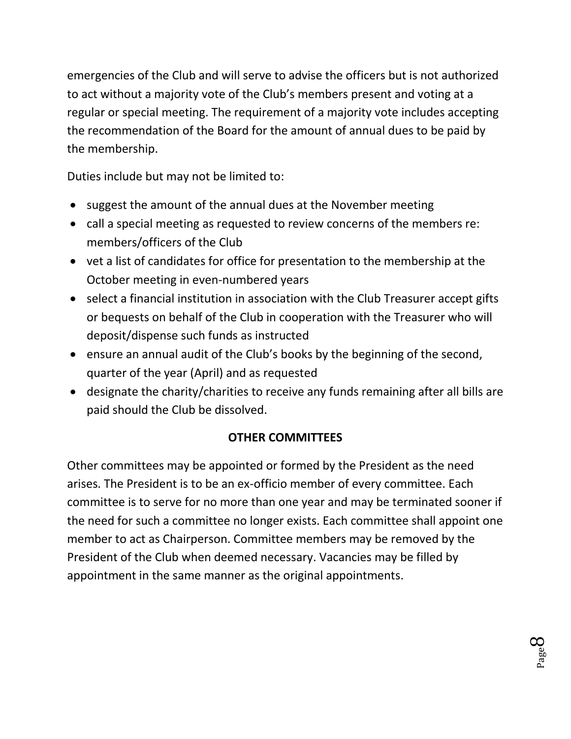emergencies of the Club and will serve to advise the officers but is not authorized to act without a majority vote of the Club's members present and voting at a regular or special meeting. The requirement of a majority vote includes accepting the recommendation of the Board for the amount of annual dues to be paid by the membership.

Duties include but may not be limited to:

- suggest the amount of the annual dues at the November meeting
- call a special meeting as requested to review concerns of the members re: members/officers of the Club
- vet a list of candidates for office for presentation to the membership at the October meeting in even-numbered years
- select a financial institution in association with the Club Treasurer accept gifts or bequests on behalf of the Club in cooperation with the Treasurer who will deposit/dispense such funds as instructed
- ensure an annual audit of the Club's books by the beginning of the second, quarter of the year (April) and as requested
- designate the charity/charities to receive any funds remaining after all bills are paid should the Club be dissolved.

## OTHER COMMITTEES

Other committees may be appointed or formed by the President as the need arises. The President is to be an ex-officio member of every committee. Each committee is to serve for no more than one year and may be terminated sooner if the need for such a committee no longer exists. Each committee shall appoint one member to act as Chairperson. Committee members may be removed by the President of the Club when deemed necessary. Vacancies may be filled by appointment in the same manner as the original appointments.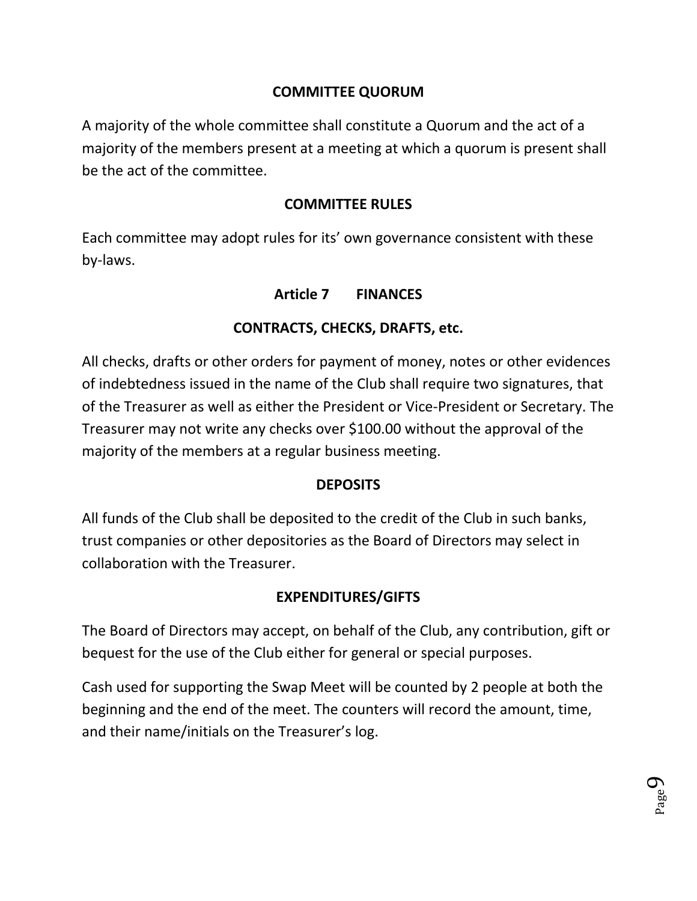### COMMITTEE QUORUM

A majority of the whole committee shall constitute a Quorum and the act of a majority of the members present at a meeting at which a quorum is present shall be the act of the committee.

### COMMITTEE RULES

Each committee may adopt rules for its' own governance consistent with these by-laws.

## Article 7 FINANCES

### CONTRACTS, CHECKS, DRAFTS, etc.

All checks, drafts or other orders for payment of money, notes or other evidences of indebtedness issued in the name of the Club shall require two signatures, that of the Treasurer as well as either the President or Vice-President or Secretary. The Treasurer may not write any checks over $100.00 without the approval of the majority of the members at a regular business meeting.

### DEPOSITS

All funds of the Club shall be deposited to the credit of the Club in such banks, trust companies or other depositories as the Board of Directors may select in collaboration with the Treasurer.

### EXPENDITURES/GIFTS

The Board of Directors may accept, on behalf of the Club, any contribution, gift or bequest for the use of the Club either for general or special purposes.

Cash used for supporting the Swap Meet will be counted by 2 people at both the beginning and the end of the meet. The counters will record the amount, time, and their name/initials on the Treasurer's log.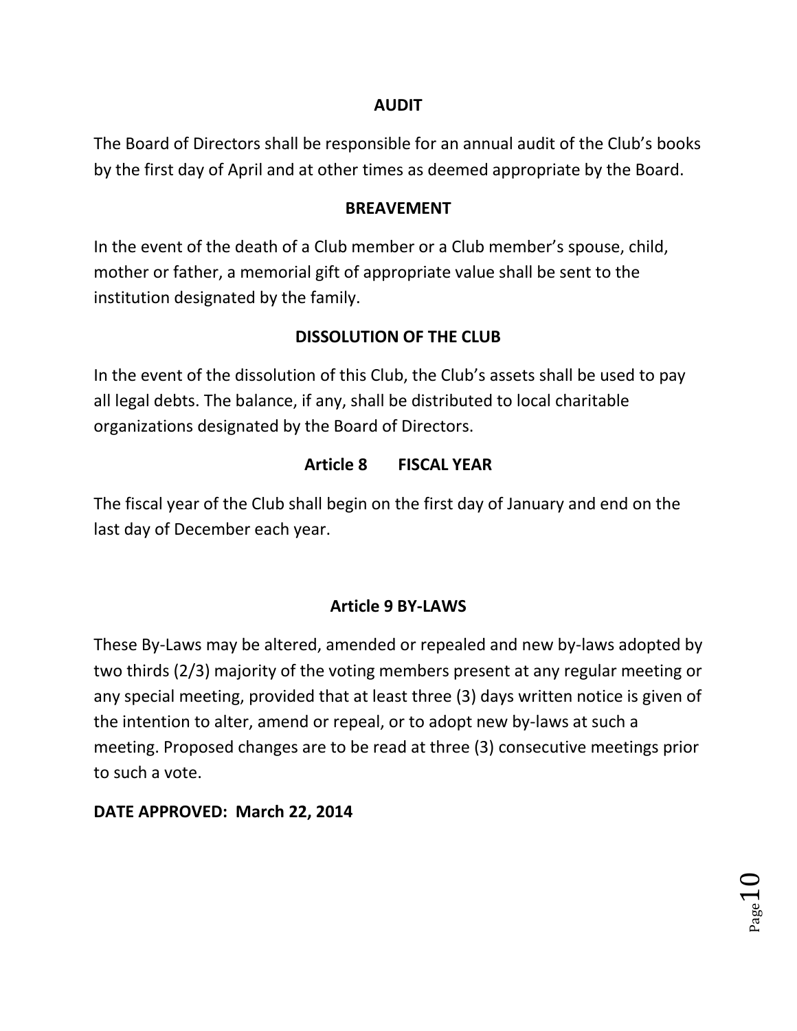## AUDIT

The Board of Directors shall be responsible for an annual audit of the Club's books by the first day of April and at other times as deemed appropriate by the Board.

## BREAVEMENT

In the event of the death of a Club member or a Club member's spouse, child, mother or father, a memorial gift of appropriate value shall be sent to the institution designated by the family.

## DISSOLUTION OF THE CLUB

In the event of the dissolution of this Club, the Club's assets shall be used to pay all legal debts. The balance, if any, shall be distributed to local charitable organizations designated by the Board of Directors.

## Article 8 FISCAL YEAR

The fiscal year of the Club shall begin on the first day of January and end on the last day of December each year.

## Article 9 BY-LAWS

These By-Laws may be altered, amended or repealed and new by-laws adopted by two thirds (2/3) majority of the voting members present at any regular meeting or any special meeting, provided that at least three (3) days written notice is given of the intention to alter, amend or repeal, or to adopt new by-laws at such a meeting. Proposed changes are to be read at three (3) consecutive meetings prior to such a vote.

**DATE APPROVED: March 22, 2014**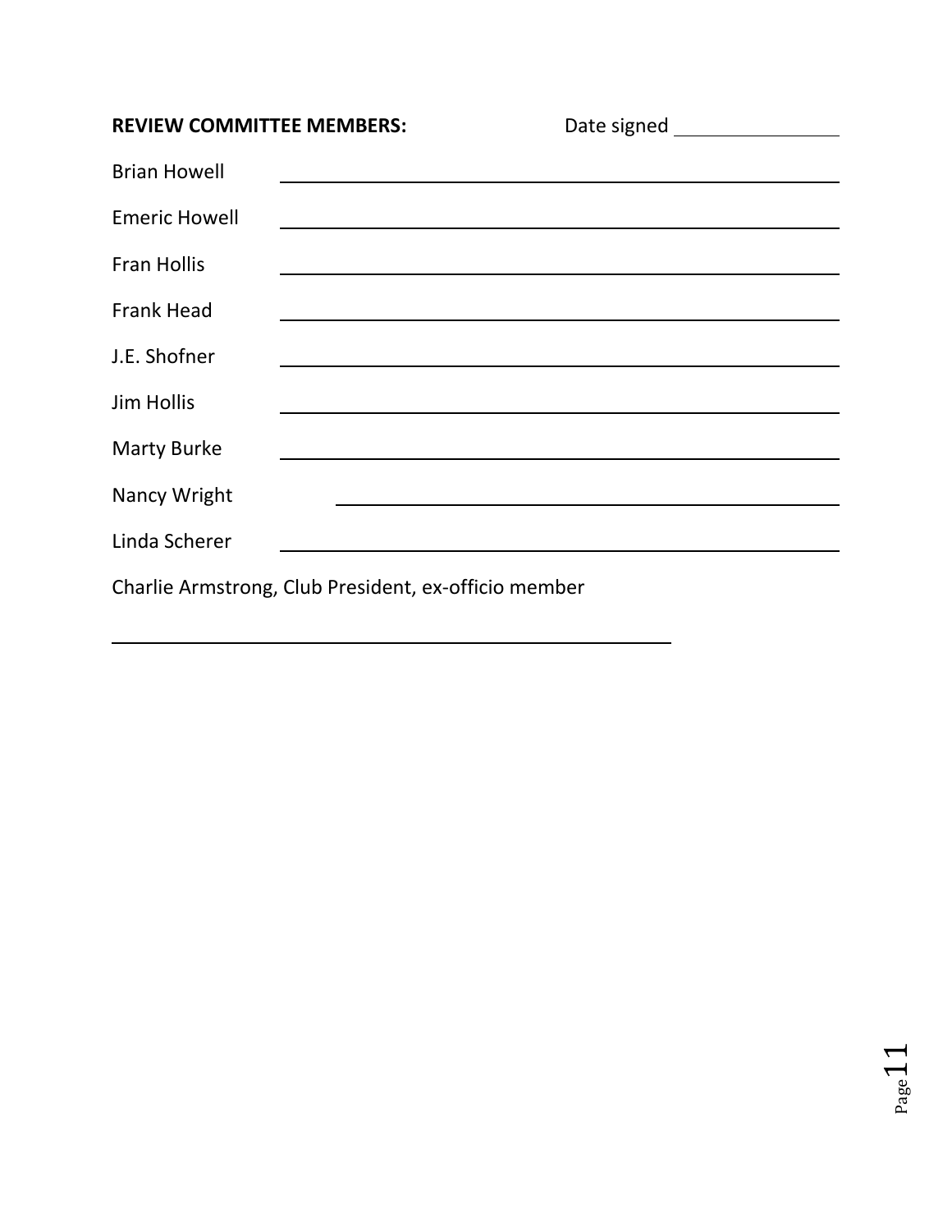**REVIEW COMMITTEE MEMBERS:** Date signed ________________

Brian Howell ____________________________________________

Emeric Howell ____________________________________________

Fran Hollis ____________________________________________

Frank Head ____________________________________________

J.E. Shofner ____________________________________________

Jim Hollis ____________________________________________

Marty Burke ____________________________________________

Nancy Wright ____________________________________________

Linda Scherer ____________________________________________

Charlie Armstrong, Club President, ex-officio member

____________________________________________